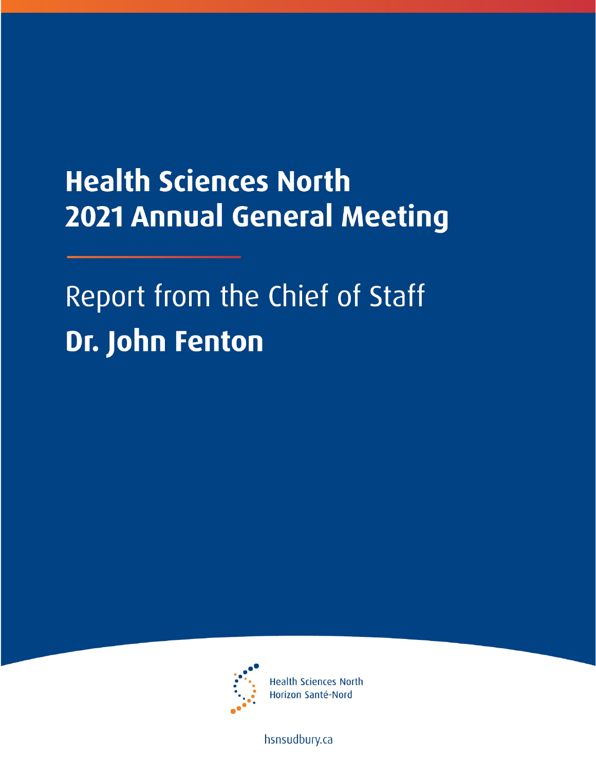# Health Sciences North
# 2021 Annual General Meeting

## Report from the Chief of Staff

## **Dr. John Fenton**

Health Sciences North
Horizon Santé-Nord

hsnsudbury.ca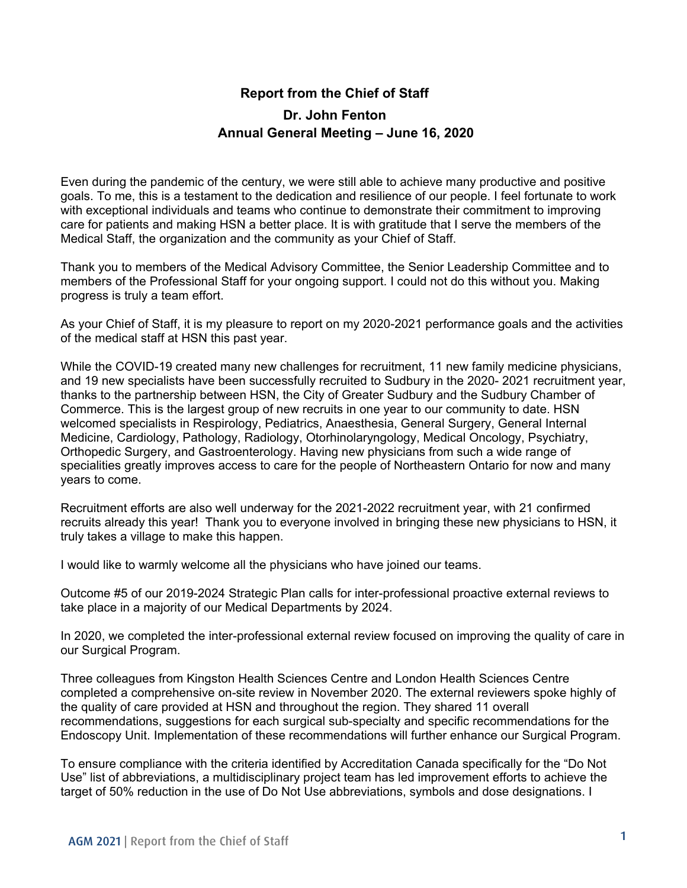## Report from the Chief of Staff

### Dr. John Fenton

### Annual General Meeting – June 16, 2020

Even during the pandemic of the century, we were still able to achieve many productive and positive goals. To me, this is a testament to the dedication and resilience of our people. I feel fortunate to work with exceptional individuals and teams who continue to demonstrate their commitment to improving care for patients and making HSN a better place. It is with gratitude that I serve the members of the Medical Staff, the organization and the community as your Chief of Staff.

Thank you to members of the Medical Advisory Committee, the Senior Leadership Committee and to members of the Professional Staff for your ongoing support. I could not do this without you. Making progress is truly a team effort.

As your Chief of Staff, it is my pleasure to report on my 2020-2021 performance goals and the activities of the medical staff at HSN this past year.

While the COVID-19 created many new challenges for recruitment, 11 new family medicine physicians, and 19 new specialists have been successfully recruited to Sudbury in the 2020- 2021 recruitment year, thanks to the partnership between HSN, the City of Greater Sudbury and the Sudbury Chamber of Commerce. This is the largest group of new recruits in one year to our community to date. HSN welcomed specialists in Respirology, Pediatrics, Anaesthesia, General Surgery, General Internal Medicine, Cardiology, Pathology, Radiology, Otorhinolaryngology, Medical Oncology, Psychiatry, Orthopedic Surgery, and Gastroenterology. Having new physicians from such a wide range of specialities greatly improves access to care for the people of Northeastern Ontario for now and many years to come.

Recruitment efforts are also well underway for the 2021-2022 recruitment year, with 21 confirmed recruits already this year! Thank you to everyone involved in bringing these new physicians to HSN, it truly takes a village to make this happen.

I would like to warmly welcome all the physicians who have joined our teams.

Outcome #5 of our 2019-2024 Strategic Plan calls for inter-professional proactive external reviews to take place in a majority of our Medical Departments by 2024.

In 2020, we completed the inter-professional external review focused on improving the quality of care in our Surgical Program.

Three colleagues from Kingston Health Sciences Centre and London Health Sciences Centre completed a comprehensive on-site review in November 2020. The external reviewers spoke highly of the quality of care provided at HSN and throughout the region. They shared 11 overall recommendations, suggestions for each surgical sub-specialty and specific recommendations for the Endoscopy Unit. Implementation of these recommendations will further enhance our Surgical Program.

To ensure compliance with the criteria identified by Accreditation Canada specifically for the "Do Not Use" list of abbreviations, a multidisciplinary project team has led improvement efforts to achieve the target of 50% reduction in the use of Do Not Use abbreviations, symbols and dose designations. I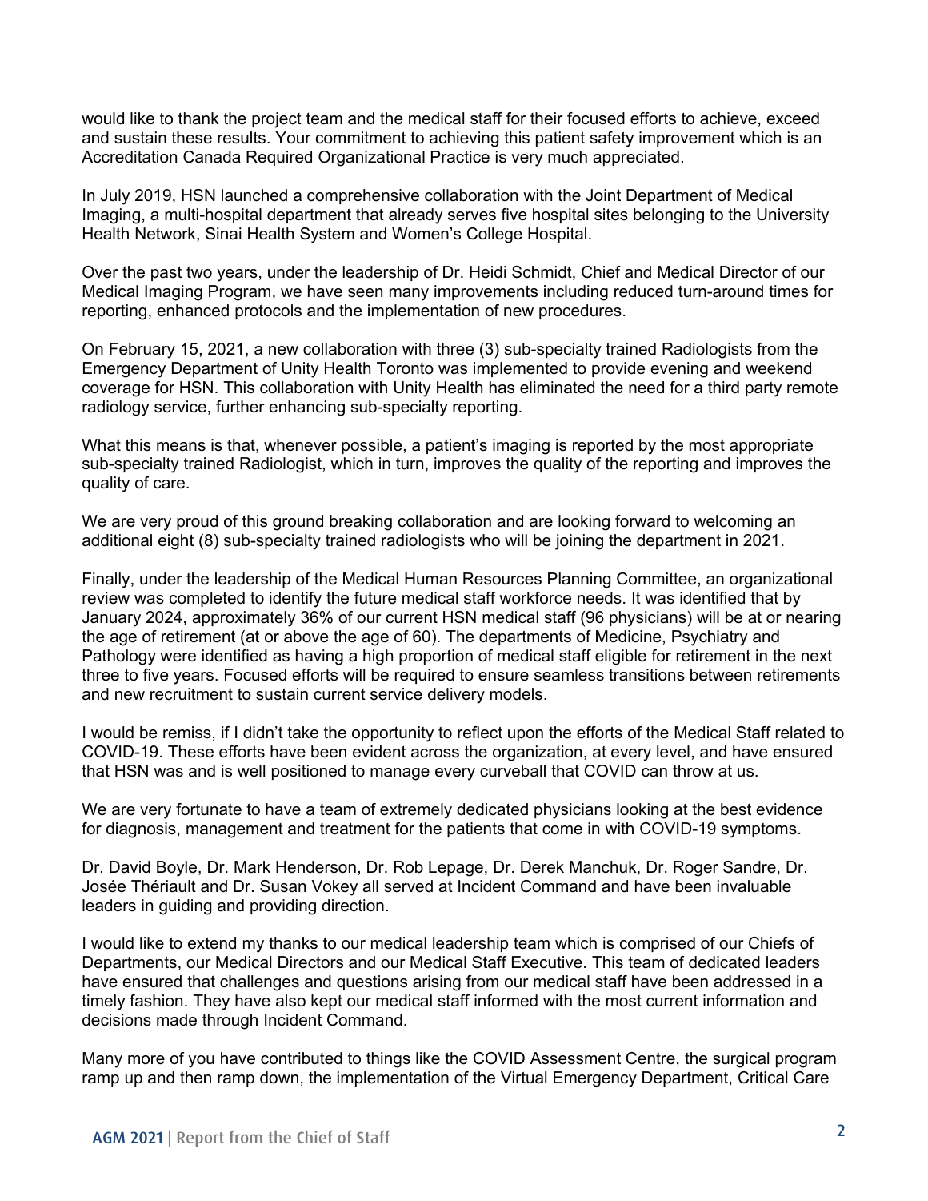would like to thank the project team and the medical staff for their focused efforts to achieve, exceed and sustain these results. Your commitment to achieving this patient safety improvement which is an Accreditation Canada Required Organizational Practice is very much appreciated.

In July 2019, HSN launched a comprehensive collaboration with the Joint Department of Medical Imaging, a multi-hospital department that already serves five hospital sites belonging to the University Health Network, Sinai Health System and Women's College Hospital.

Over the past two years, under the leadership of Dr. Heidi Schmidt, Chief and Medical Director of our Medical Imaging Program, we have seen many improvements including reduced turn-around times for reporting, enhanced protocols and the implementation of new procedures.

On February 15, 2021, a new collaboration with three (3) sub-specialty trained Radiologists from the Emergency Department of Unity Health Toronto was implemented to provide evening and weekend coverage for HSN. This collaboration with Unity Health has eliminated the need for a third party remote radiology service, further enhancing sub-specialty reporting.

What this means is that, whenever possible, a patient's imaging is reported by the most appropriate sub-specialty trained Radiologist, which in turn, improves the quality of the reporting and improves the quality of care.

We are very proud of this ground breaking collaboration and are looking forward to welcoming an additional eight (8) sub-specialty trained radiologists who will be joining the department in 2021.

Finally, under the leadership of the Medical Human Resources Planning Committee, an organizational review was completed to identify the future medical staff workforce needs. It was identified that by January 2024, approximately 36% of our current HSN medical staff (96 physicians) will be at or nearing the age of retirement (at or above the age of 60). The departments of Medicine, Psychiatry and Pathology were identified as having a high proportion of medical staff eligible for retirement in the next three to five years. Focused efforts will be required to ensure seamless transitions between retirements and new recruitment to sustain current service delivery models.

I would be remiss, if I didn't take the opportunity to reflect upon the efforts of the Medical Staff related to COVID-19. These efforts have been evident across the organization, at every level, and have ensured that HSN was and is well positioned to manage every curveball that COVID can throw at us.

We are very fortunate to have a team of extremely dedicated physicians looking at the best evidence for diagnosis, management and treatment for the patients that come in with COVID-19 symptoms.

Dr. David Boyle, Dr. Mark Henderson, Dr. Rob Lepage, Dr. Derek Manchuk, Dr. Roger Sandre, Dr. Josée Thériault and Dr. Susan Vokey all served at Incident Command and have been invaluable leaders in guiding and providing direction.

I would like to extend my thanks to our medical leadership team which is comprised of our Chiefs of Departments, our Medical Directors and our Medical Staff Executive. This team of dedicated leaders have ensured that challenges and questions arising from our medical staff have been addressed in a timely fashion. They have also kept our medical staff informed with the most current information and decisions made through Incident Command.

Many more of you have contributed to things like the COVID Assessment Centre, the surgical program ramp up and then ramp down, the implementation of the Virtual Emergency Department, Critical Care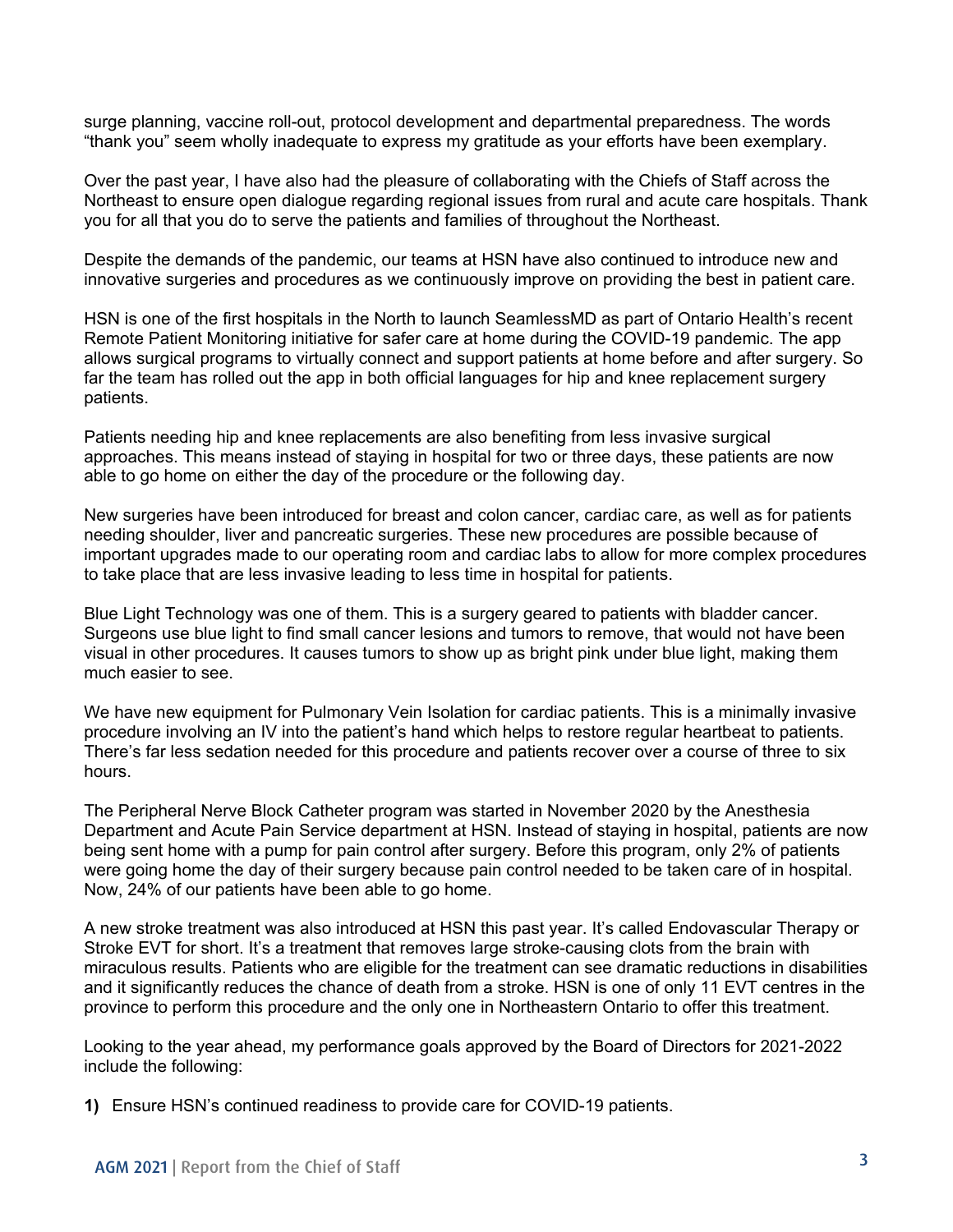surge planning, vaccine roll-out, protocol development and departmental preparedness. The words "thank you" seem wholly inadequate to express my gratitude as your efforts have been exemplary.

Over the past year, I have also had the pleasure of collaborating with the Chiefs of Staff across the Northeast to ensure open dialogue regarding regional issues from rural and acute care hospitals. Thank you for all that you do to serve the patients and families of throughout the Northeast.

Despite the demands of the pandemic, our teams at HSN have also continued to introduce new and innovative surgeries and procedures as we continuously improve on providing the best in patient care.

HSN is one of the first hospitals in the North to launch SeamlessMD as part of Ontario Health's recent Remote Patient Monitoring initiative for safer care at home during the COVID-19 pandemic. The app allows surgical programs to virtually connect and support patients at home before and after surgery. So far the team has rolled out the app in both official languages for hip and knee replacement surgery patients.

Patients needing hip and knee replacements are also benefiting from less invasive surgical approaches. This means instead of staying in hospital for two or three days, these patients are now able to go home on either the day of the procedure or the following day.

New surgeries have been introduced for breast and colon cancer, cardiac care, as well as for patients needing shoulder, liver and pancreatic surgeries. These new procedures are possible because of important upgrades made to our operating room and cardiac labs to allow for more complex procedures to take place that are less invasive leading to less time in hospital for patients.

Blue Light Technology was one of them. This is a surgery geared to patients with bladder cancer. Surgeons use blue light to find small cancer lesions and tumors to remove, that would not have been visual in other procedures. It causes tumors to show up as bright pink under blue light, making them much easier to see.

We have new equipment for Pulmonary Vein Isolation for cardiac patients. This is a minimally invasive procedure involving an IV into the patient's hand which helps to restore regular heartbeat to patients. There's far less sedation needed for this procedure and patients recover over a course of three to six hours.

The Peripheral Nerve Block Catheter program was started in November 2020 by the Anesthesia Department and Acute Pain Service department at HSN. Instead of staying in hospital, patients are now being sent home with a pump for pain control after surgery. Before this program, only 2% of patients were going home the day of their surgery because pain control needed to be taken care of in hospital. Now, 24% of our patients have been able to go home.

A new stroke treatment was also introduced at HSN this past year. It's called Endovascular Therapy or Stroke EVT for short. It's a treatment that removes large stroke-causing clots from the brain with miraculous results. Patients who are eligible for the treatment can see dramatic reductions in disabilities and it significantly reduces the chance of death from a stroke. HSN is one of only 11 EVT centres in the province to perform this procedure and the only one in Northeastern Ontario to offer this treatment.

Looking to the year ahead, my performance goals approved by the Board of Directors for 2021-2022 include the following:

**1)** Ensure HSN's continued readiness to provide care for COVID-19 patients.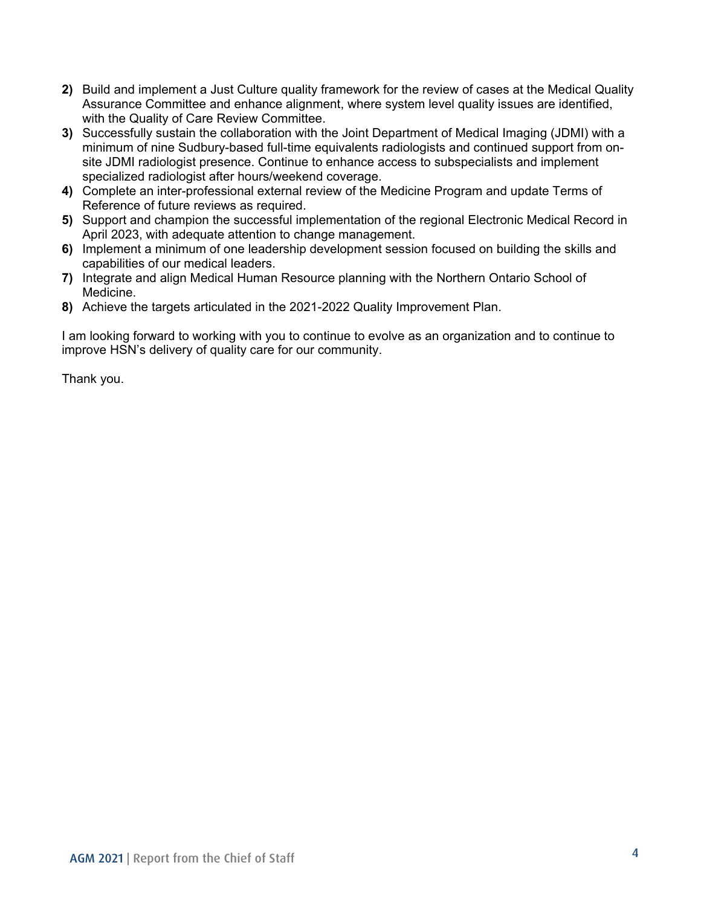2) Build and implement a Just Culture quality framework for the review of cases at the Medical Quality Assurance Committee and enhance alignment, where system level quality issues are identified, with the Quality of Care Review Committee.
3) Successfully sustain the collaboration with the Joint Department of Medical Imaging (JDMI) with a minimum of nine Sudbury-based full-time equivalents radiologists and continued support from on-site JDMI radiologist presence. Continue to enhance access to subspecialists and implement specialized radiologist after hours/weekend coverage.
4) Complete an inter-professional external review of the Medicine Program and update Terms of Reference of future reviews as required.
5) Support and champion the successful implementation of the regional Electronic Medical Record in April 2023, with adequate attention to change management.
6) Implement a minimum of one leadership development session focused on building the skills and capabilities of our medical leaders.
7) Integrate and align Medical Human Resource planning with the Northern Ontario School of Medicine.
8) Achieve the targets articulated in the 2021-2022 Quality Improvement Plan.

I am looking forward to working with you to continue to evolve as an organization and to continue to improve HSN's delivery of quality care for our community.

Thank you.